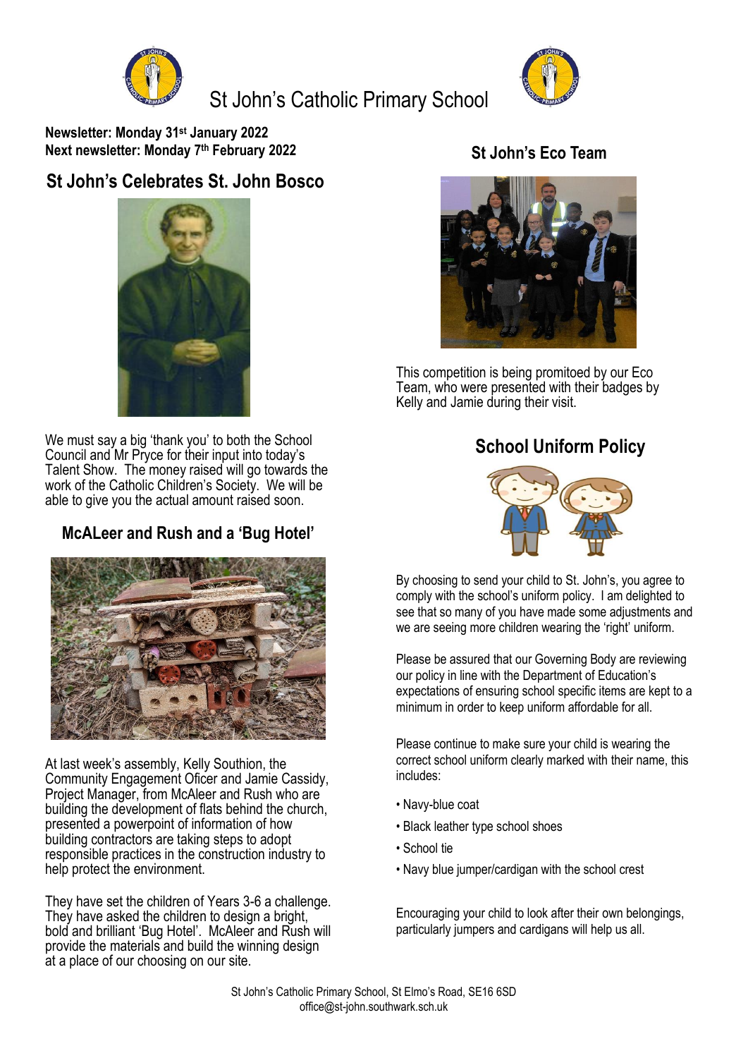# St John's Catholic Primary School

**Newsletter: Monday 31st January 2022**
**Next newsletter: Monday 7th February 2022**

## St John's Celebrates St. John Bosco

We must say a big 'thank you' to both the School Council and Mr Pryce for their input into today's Talent Show. The money raised will go towards the work of the Catholic Children's Society. We will be able to give you the actual amount raised soon.

## McALeer and Rush and a 'Bug Hotel'

At last week's assembly, Kelly Southion, the Community Engagement Oficer and Jamie Cassidy, Project Manager, from McAleer and Rush who are building the development of flats behind the church, presented a powerpoint of information of how building contractors are taking steps to adopt responsible practices in the construction industry to help protect the environment.

They have set the children of Years 3-6 a challenge. They have asked the children to design a bright, bold and brilliant 'Bug Hotel'. McAleer and Rush will provide the materials and build the winning design at a place of our choosing on our site.

## St John's Eco Team

This competition is being promitoed by our Eco Team, who were presented with their badges by Kelly and Jamie during their visit.

## School Uniform Policy

By choosing to send your child to St. John's, you agree to comply with the school's uniform policy. I am delighted to see that so many of you have made some adjustments and we are seeing more children wearing the 'right' uniform.

Please be assured that our Governing Body are reviewing our policy in line with the Department of Education's expectations of ensuring school specific items are kept to a minimum in order to keep uniform affordable for all.

Please continue to make sure your child is wearing the correct school uniform clearly marked with their name, this includes:

- Navy-blue coat
- Black leather type school shoes
- School tie
- Navy blue jumper/cardigan with the school crest

Encouraging your child to look after their own belongings, particularly jumpers and cardigans will help us all.

St John's Catholic Primary School, St Elmo's Road, SE16 6SD
office@st-john.southwark.sch.uk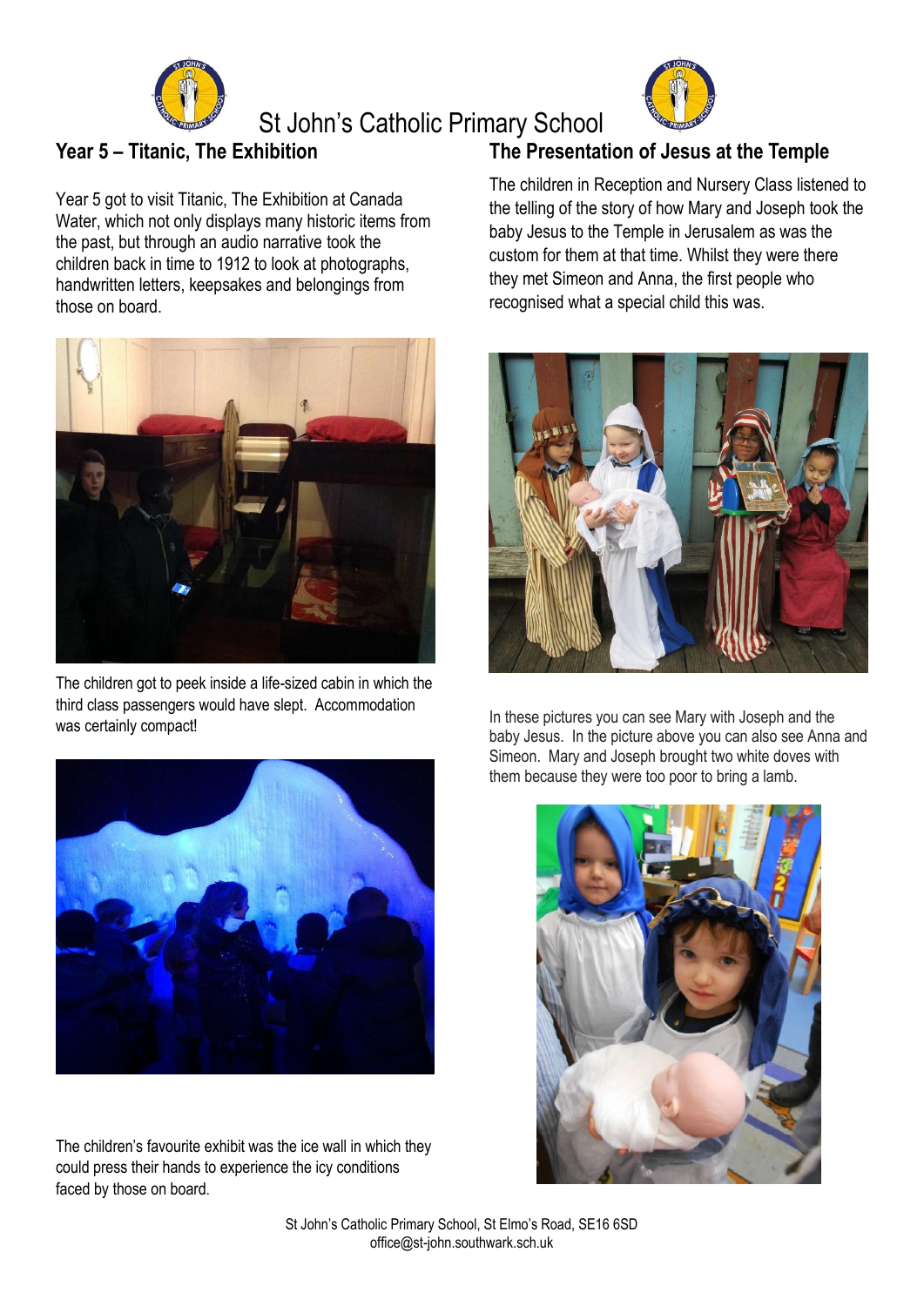# St John's Catholic Primary School

## Year 5 – Titanic, The Exhibition

Year 5 got to visit Titanic, The Exhibition at Canada Water, which not only displays many historic items from the past, but through an audio narrative took the children back in time to 1912 to look at photographs, handwritten letters, keepsakes and belongings from those on board.

The children got to peek inside a life-sized cabin in which the third class passengers would have slept. Accommodation was certainly compact!

The children's favourite exhibit was the ice wall in which they could press their hands to experience the icy conditions faced by those on board.

## The Presentation of Jesus at the Temple

The children in Reception and Nursery Class listened to the telling of the story of how Mary and Joseph took the baby Jesus to the Temple in Jerusalem as was the custom for them at that time. Whilst they were there they met Simeon and Anna, the first people who recognised what a special child this was.

In these pictures you can see Mary with Joseph and the baby Jesus. In the picture above you can also see Anna and Simeon. Mary and Joseph brought two white doves with them because they were too poor to bring a lamb.